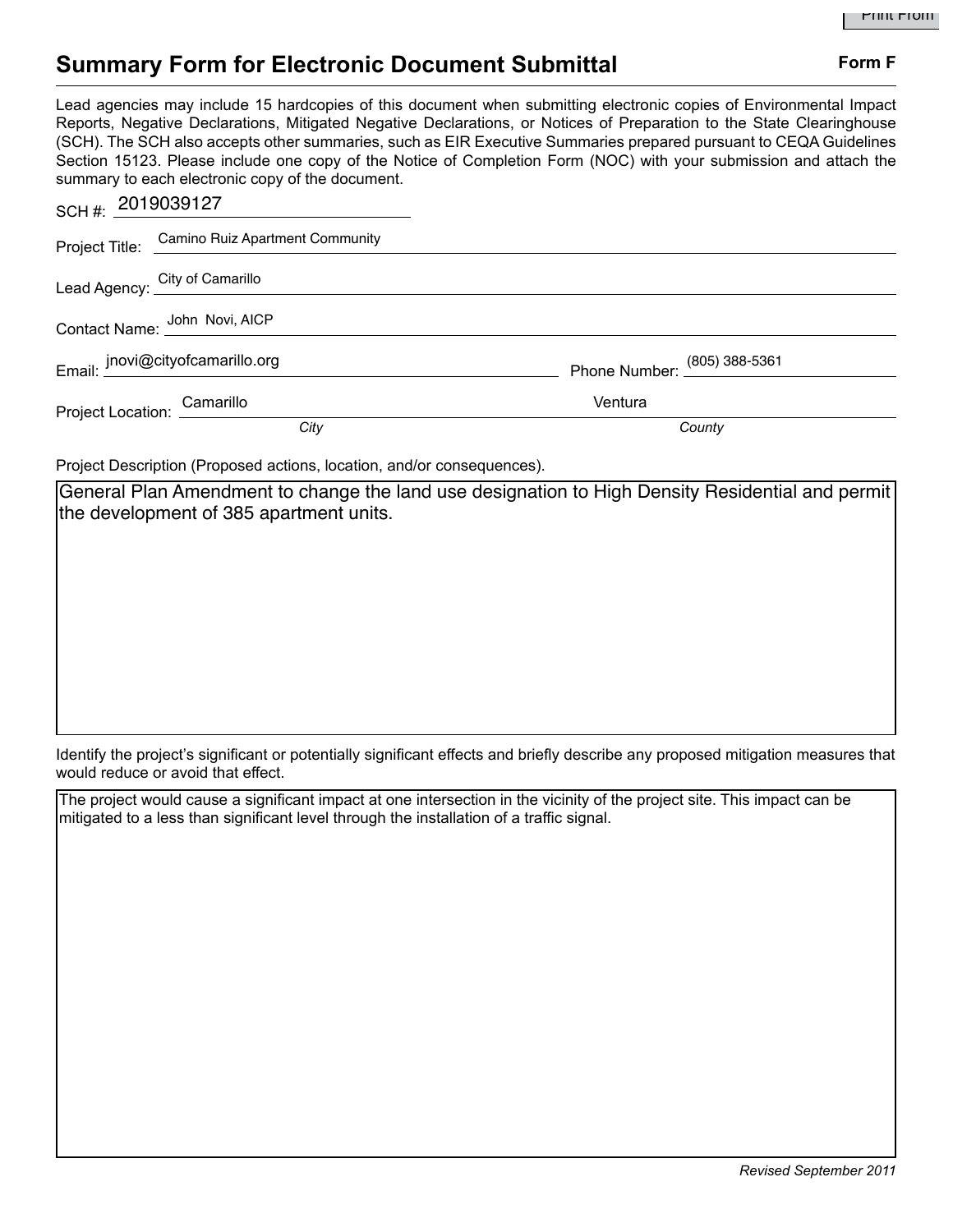# Summary Form for Electronic Document Submittal

**Form F**

Lead agencies may include 15 hardcopies of this document when submitting electronic copies of Environmental Impact Reports, Negative Declarations, Mitigated Negative Declarations, or Notices of Preparation to the State Clearinghouse (SCH). The SCH also accepts other summaries, such as EIR Executive Summaries prepared pursuant to CEQA Guidelines Section 15123. Please include one copy of the Notice of Completion Form (NOC) with your submission and attach the summary to each electronic copy of the document.

SCH #: 2019039127

Project Title: Camino Ruiz Apartment Community

Lead Agency: City of Camarillo

Contact Name: John Novi, AICP

Email: jnovi@cityofcamarillo.org

Phone Number: (805) 388-5361

Project Location: Camarillo (*City*), Ventura (*County*)

Project Description (Proposed actions, location, and/or consequences).

General Plan Amendment to change the land use designation to High Density Residential and permit the development of 385 apartment units.

Identify the project's significant or potentially significant effects and briefly describe any proposed mitigation measures that would reduce or avoid that effect.

The project would cause a significant impact at one intersection in the vicinity of the project site. This impact can be mitigated to a less than significant level through the installation of a traffic signal.

*Revised September 2011*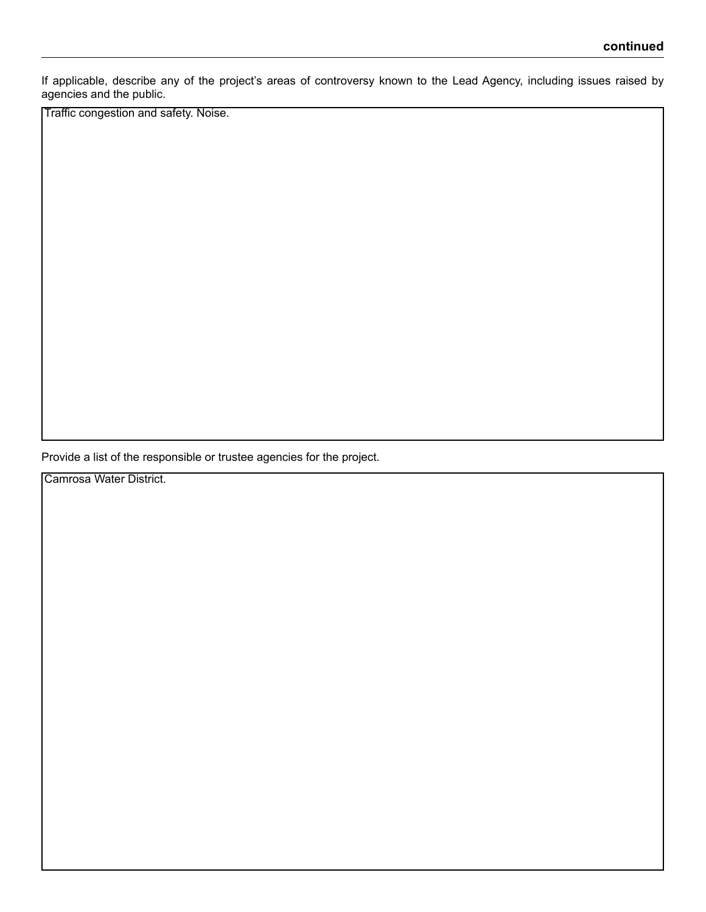**continued**

If applicable, describe any of the project's areas of controversy known to the Lead Agency, including issues raised by agencies and the public.

Traffic congestion and safety. Noise.

Provide a list of the responsible or trustee agencies for the project.

Camrosa Water District.